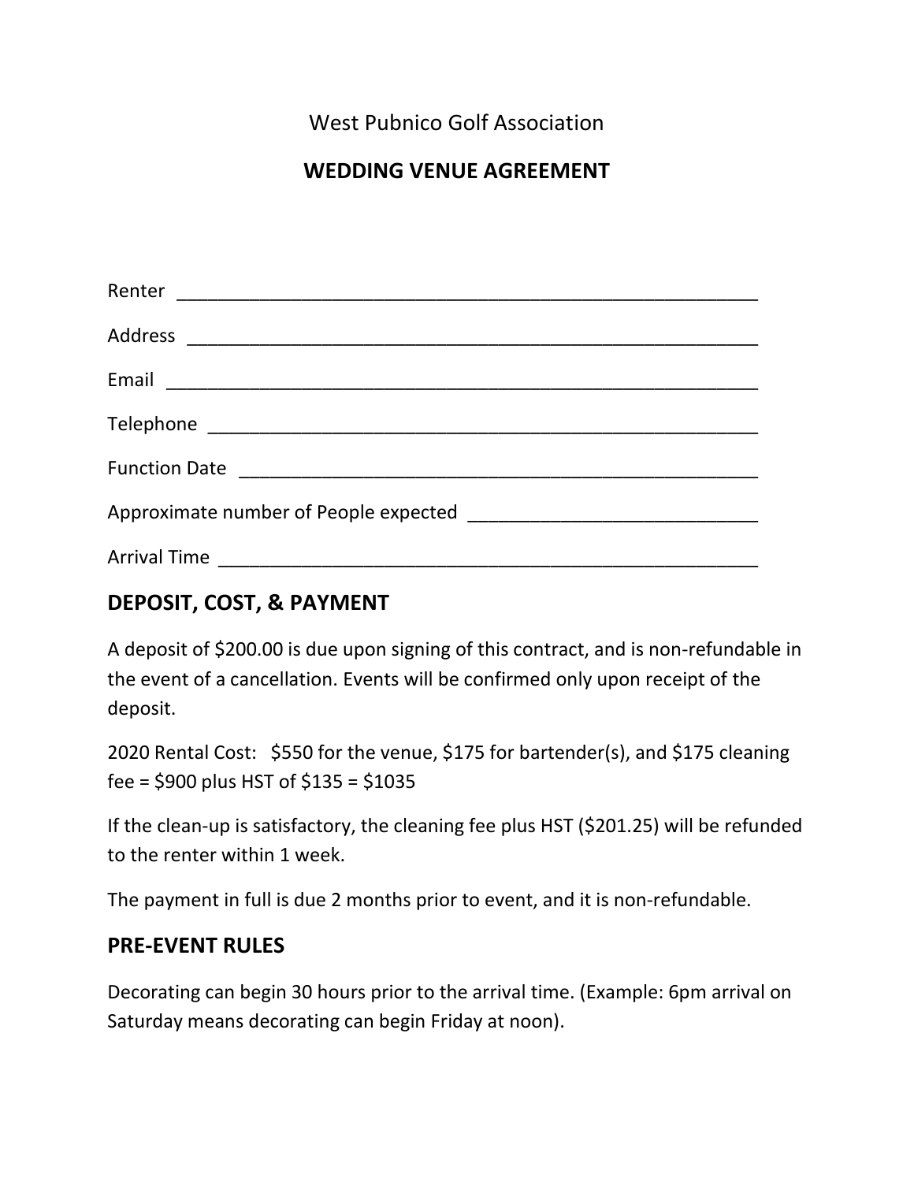West Pubnico Golf Association

# WEDDING VENUE AGREEMENT

Renter ___________________________________________________________

Address __________________________________________________________

Email ____________________________________________________________

Telephone ________________________________________________________

Function Date _____________________________________________________

Approximate number of People expected ____________________________

Arrival Time _______________________________________________________

## DEPOSIT, COST, & PAYMENT

A deposit of $200.00 is due upon signing of this contract, and is non-refundable in the event of a cancellation. Events will be confirmed only upon receipt of the deposit.

2020 Rental Cost: $550 for the venue, $175 for bartender(s), and $175 cleaning fee = $900 plus HST of $135 = $1035

If the clean-up is satisfactory, the cleaning fee plus HST ($201.25) will be refunded to the renter within 1 week.

The payment in full is due 2 months prior to event, and it is non-refundable.

## PRE-EVENT RULES

Decorating can begin 30 hours prior to the arrival time. (Example: 6pm arrival on Saturday means decorating can begin Friday at noon).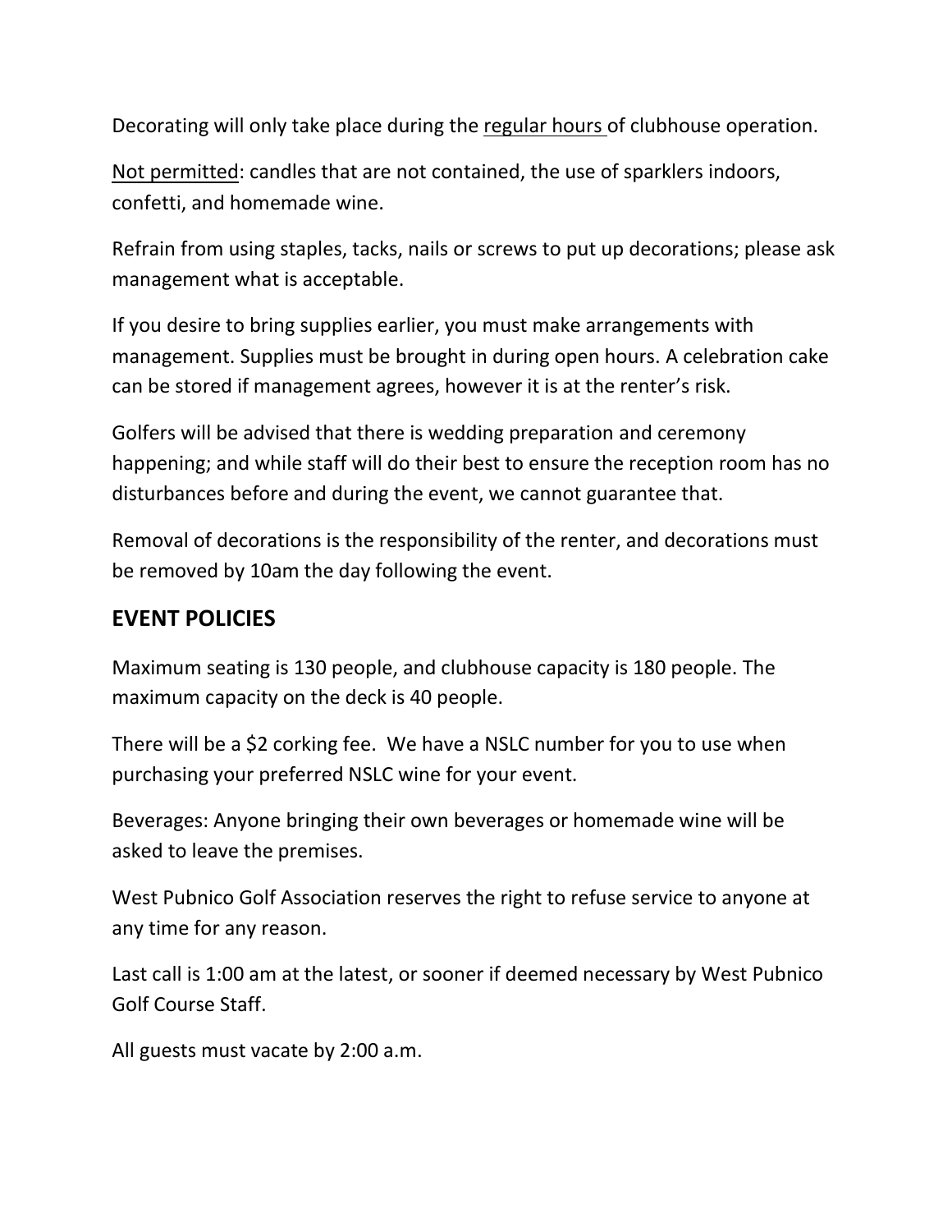Decorating will only take place during the regular hours of clubhouse operation.

Not permitted: candles that are not contained, the use of sparklers indoors, confetti, and homemade wine.

Refrain from using staples, tacks, nails or screws to put up decorations; please ask management what is acceptable.

If you desire to bring supplies earlier, you must make arrangements with management. Supplies must be brought in during open hours. A celebration cake can be stored if management agrees, however it is at the renter's risk.

Golfers will be advised that there is wedding preparation and ceremony happening; and while staff will do their best to ensure the reception room has no disturbances before and during the event, we cannot guarantee that.

Removal of decorations is the responsibility of the renter, and decorations must be removed by 10am the day following the event.

## EVENT POLICIES

Maximum seating is 130 people, and clubhouse capacity is 180 people. The maximum capacity on the deck is 40 people.

There will be a $2 corking fee. We have a NSLC number for you to use when purchasing your preferred NSLC wine for your event.

Beverages: Anyone bringing their own beverages or homemade wine will be asked to leave the premises.

West Pubnico Golf Association reserves the right to refuse service to anyone at any time for any reason.

Last call is 1:00 am at the latest, or sooner if deemed necessary by West Pubnico Golf Course Staff.

All guests must vacate by 2:00 a.m.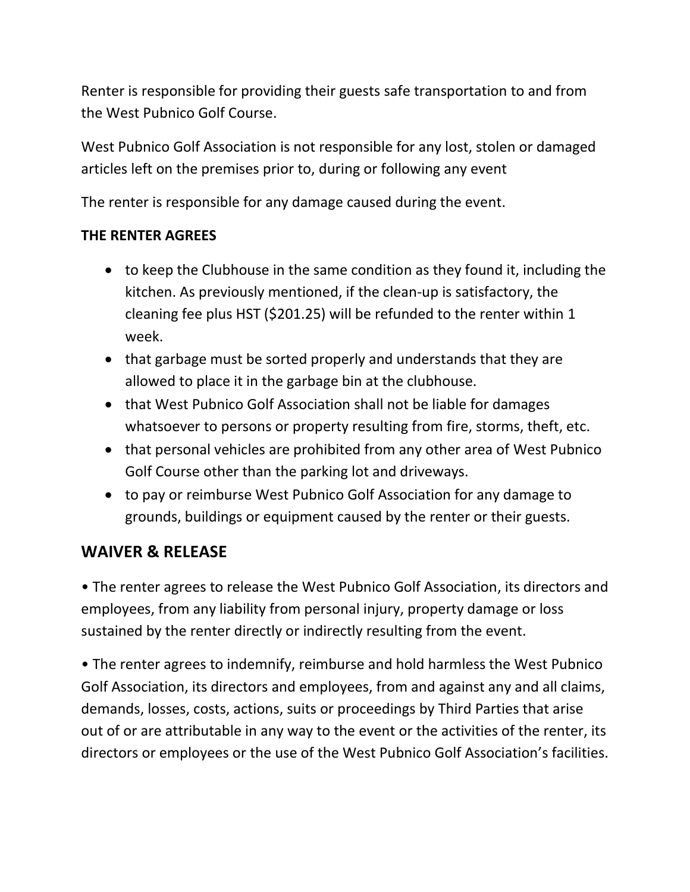Renter is responsible for providing their guests safe transportation to and from the West Pubnico Golf Course.

West Pubnico Golf Association is not responsible for any lost, stolen or damaged articles left on the premises prior to, during or following any event

The renter is responsible for any damage caused during the event.

**THE RENTER AGREES**

- to keep the Clubhouse in the same condition as they found it, including the kitchen. As previously mentioned, if the clean-up is satisfactory, the cleaning fee plus HST ($201.25) will be refunded to the renter within 1 week.
- that garbage must be sorted properly and understands that they are allowed to place it in the garbage bin at the clubhouse.
- that West Pubnico Golf Association shall not be liable for damages whatsoever to persons or property resulting from fire, storms, theft, etc.
- that personal vehicles are prohibited from any other area of West Pubnico Golf Course other than the parking lot and driveways.
- to pay or reimburse West Pubnico Golf Association for any damage to grounds, buildings or equipment caused by the renter or their guests.

## WAIVER & RELEASE

• The renter agrees to release the West Pubnico Golf Association, its directors and employees, from any liability from personal injury, property damage or loss sustained by the renter directly or indirectly resulting from the event.

• The renter agrees to indemnify, reimburse and hold harmless the West Pubnico Golf Association, its directors and employees, from and against any and all claims, demands, losses, costs, actions, suits or proceedings by Third Parties that arise out of or are attributable in any way to the event or the activities of the renter, its directors or employees or the use of the West Pubnico Golf Association's facilities.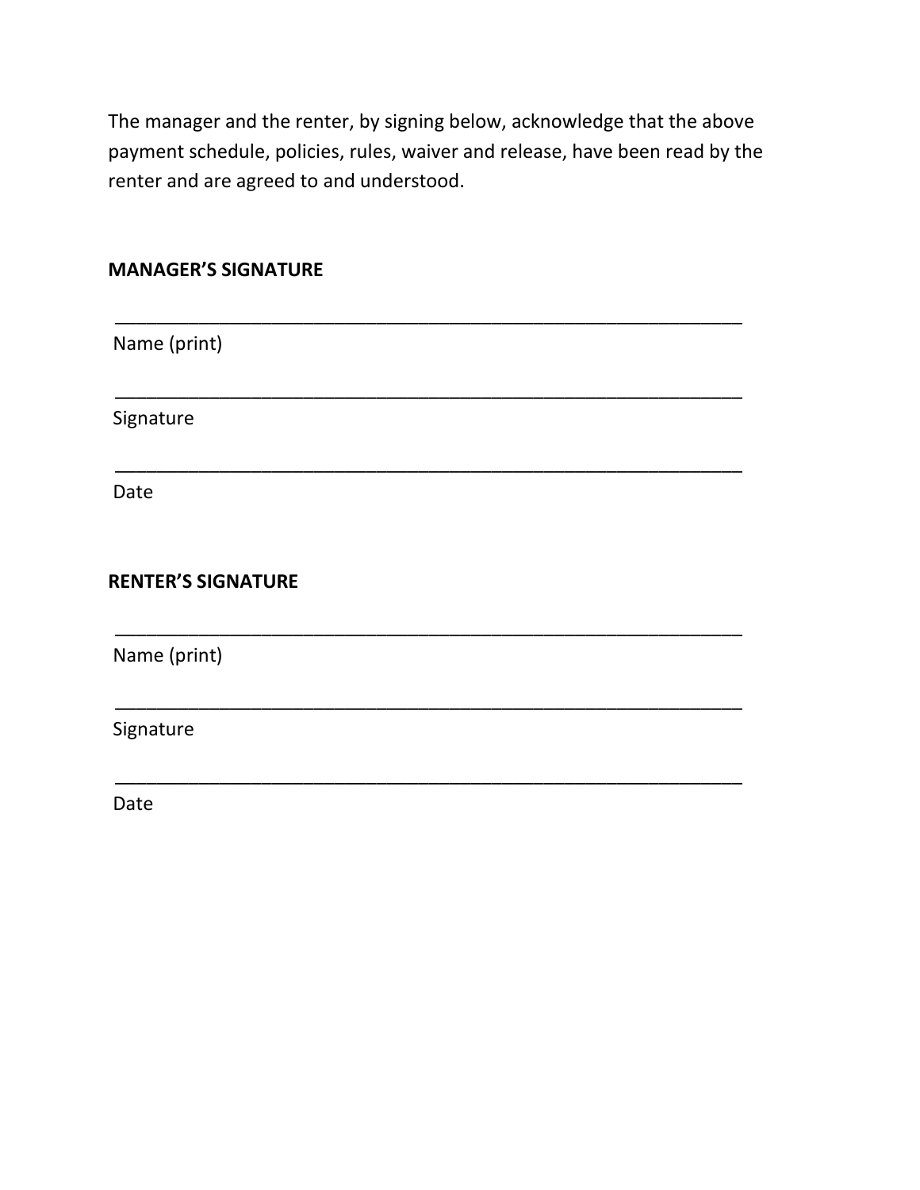The manager and the renter, by signing below, acknowledge that the above payment schedule, policies, rules, waiver and release, have been read by the renter and are agreed to and understood.

**MANAGER'S SIGNATURE**

_______________________________________________________________

Name (print)

_______________________________________________________________

Signature

_______________________________________________________________

Date

**RENTER'S SIGNATURE**

_______________________________________________________________

Name (print)

_______________________________________________________________

Signature

_______________________________________________________________

Date